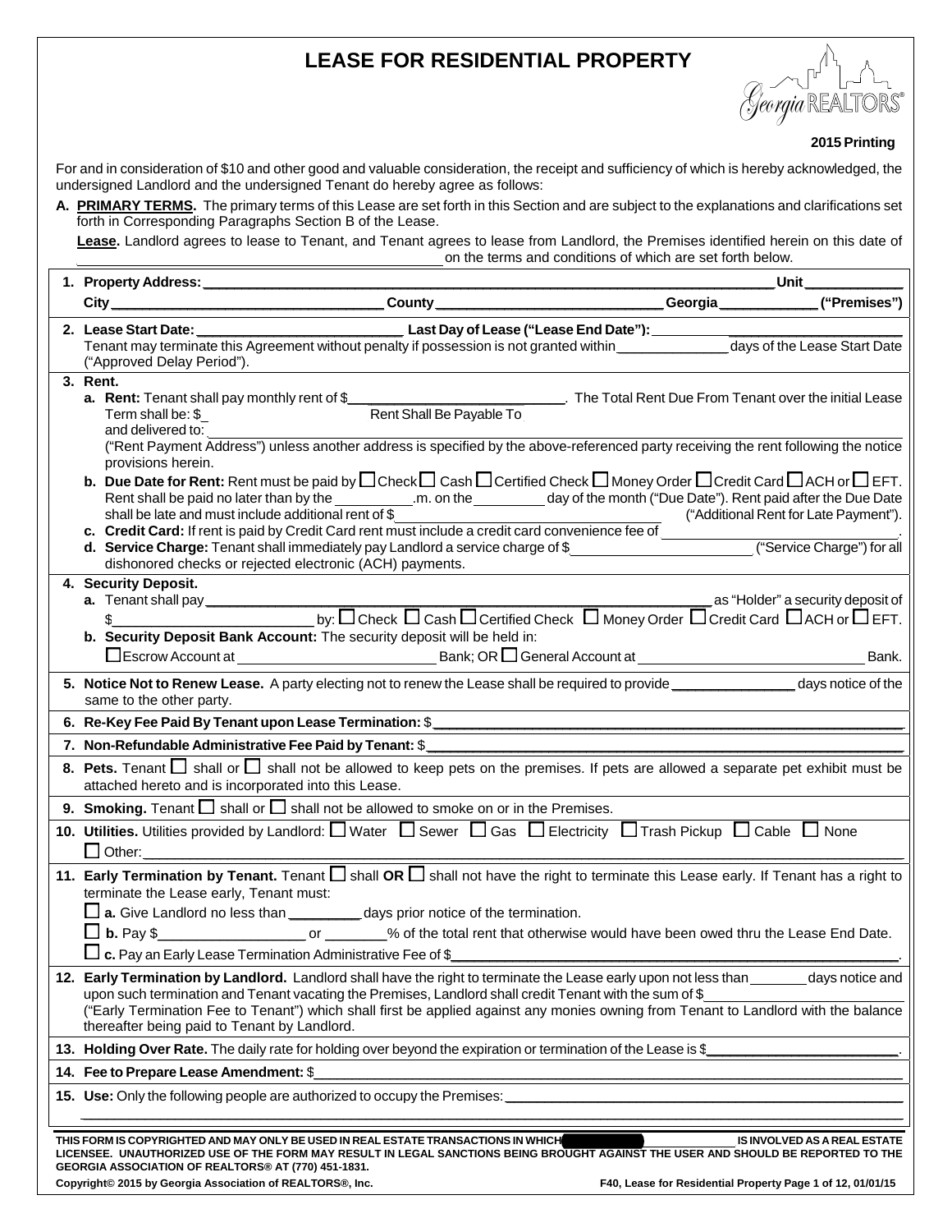# LEASE FOR RESIDENTIAL PROPERTY

**2015 Printing**

For and in consideration of $10 and other good and valuable consideration, the receipt and sufficiency of which is hereby acknowledged, the undersigned Landlord and the undersigned Tenant do hereby agree as follows:

**A. PRIMARY TERMS.** The primary terms of this Lease are set forth in this Section and are subject to the explanations and clarifications set forth in Corresponding Paragraphs Section B of the Lease.

**Lease.** Landlord agrees to lease to Tenant, and Tenant agrees to lease from Landlord, the Premises identified herein on this date of \_\_\_\_\_\_\_\_\_\_\_\_\_\_\_\_\_\_\_\_\_\_\_\_\_\_\_\_\_\_\_\_\_\_\_\_\_\_\_\_ on the terms and conditions of which are set forth below.

**1. Property Address:** \_\_\_\_\_\_\_\_\_\_\_\_\_\_\_\_\_\_\_\_\_\_\_\_\_\_\_\_\_\_\_\_\_\_\_\_\_\_\_\_\_\_\_\_\_\_\_\_ **Unit** \_\_\_\_\_\_\_\_\_\_
**City** \_\_\_\_\_\_\_\_\_\_\_\_\_\_\_\_\_\_\_\_\_\_\_\_\_\_\_\_\_ **County** \_\_\_\_\_\_\_\_\_\_\_\_\_\_\_\_\_\_\_\_\_\_\_\_\_\_\_ **Georgia** \_\_\_\_\_\_\_\_\_\_ **("Premises")**

**2. Lease Start Date:** \_\_\_\_\_\_\_\_\_\_\_\_\_\_\_\_\_\_\_\_ **Last Day of Lease ("Lease End Date"):** \_\_\_\_\_\_\_\_\_\_\_\_\_\_\_\_\_\_\_\_
Tenant may terminate this Agreement without penalty if possession is not granted within \_\_\_\_\_\_\_\_\_\_ days of the Lease Start Date ("Approved Delay Period").

**3. Rent.**

**a. Rent:** Tenant shall pay monthly rent of $\_\_\_\_\_\_\_\_\_\_\_\_\_\_\_\_\_\_\_\_. The Total Rent Due From Tenant over the initial Lease Term shall be: $\_\_\_\_\_\_\_\_ Rent Shall Be Payable To \_\_\_\_\_\_\_\_\_\_\_\_\_\_\_\_\_\_\_\_ and delivered to: \_\_\_\_\_\_\_\_\_\_\_\_\_\_\_\_\_\_\_\_\_\_\_\_\_\_\_\_\_\_\_\_\_\_\_\_\_\_\_\_
("Rent Payment Address") unless another address is specified by the above-referenced party receiving the rent following the notice provisions herein.

**b. Due Date for Rent:** Rent must be paid by ☐ Check ☐ Cash ☐ Certified Check ☐ Money Order ☐ Credit Card ☐ ACH or ☐ EFT. Rent shall be paid no later than by the \_\_\_\_\_\_\_\_.m. on the \_\_\_\_\_\_\_\_ day of the month ("Due Date"). Rent paid after the Due Date shall be late and must include additional rent of $\_\_\_\_\_\_\_\_\_\_\_\_\_\_\_\_\_\_\_\_ ("Additional Rent for Late Payment").

**c. Credit Card:** If rent is paid by Credit Card rent must include a credit card convenience fee of \_\_\_\_\_\_\_\_\_\_\_\_\_\_\_\_\_\_\_\_.

**d. Service Charge:** Tenant shall immediately pay Landlord a service charge of $\_\_\_\_\_\_\_\_\_\_\_\_\_\_\_\_\_\_\_\_ ("Service Charge") for all dishonored checks or rejected electronic (ACH) payments.

**4. Security Deposit.**

**a.** Tenant shall pay \_\_\_\_\_\_\_\_\_\_\_\_\_\_\_\_\_\_\_\_\_\_\_\_\_\_\_\_\_\_\_\_\_\_\_\_\_\_\_\_ as "Holder" a security deposit of $\_\_\_\_\_\_\_\_\_\_\_\_\_\_\_\_\_\_\_\_ by: ☐ Check ☐ Cash ☐ Certified Check ☐ Money Order ☐ Credit Card ☐ ACH or ☐ EFT.

**b. Security Deposit Bank Account:** The security deposit will be held in:
☐ Escrow Account at \_\_\_\_\_\_\_\_\_\_\_\_\_\_\_\_\_\_\_\_ Bank; OR ☐ General Account at \_\_\_\_\_\_\_\_\_\_\_\_\_\_\_\_\_\_\_\_ Bank.

**5. Notice Not to Renew Lease.** A party electing not to renew the Lease shall be required to provide \_\_\_\_\_\_\_\_\_\_ days notice of the same to the other party.

**6. Re-Key Fee Paid By Tenant upon Lease Termination:** $\_\_\_\_\_\_\_\_\_\_\_\_\_\_\_\_\_\_\_\_\_\_\_\_\_\_\_\_\_\_\_\_\_\_\_\_\_\_\_\_

**7. Non-Refundable Administrative Fee Paid by Tenant:** $\_\_\_\_\_\_\_\_\_\_\_\_\_\_\_\_\_\_\_\_\_\_\_\_\_\_\_\_\_\_\_\_\_\_\_\_\_\_\_\_

**8. Pets.** Tenant ☐ shall or ☐ shall not be allowed to keep pets on the premises. If pets are allowed a separate pet exhibit must be attached hereto and is incorporated into this Lease.

**9. Smoking.** Tenant ☐ shall or ☐ shall not be allowed to smoke on or in the Premises.

**10. Utilities.** Utilities provided by Landlord: ☐ Water ☐ Sewer ☐ Gas ☐ Electricity ☐ Trash Pickup ☐ Cable ☐ None
☐ Other: \_\_\_\_\_\_\_\_\_\_\_\_\_\_\_\_\_\_\_\_\_\_\_\_\_\_\_\_\_\_\_\_\_\_\_\_\_\_\_\_

**11. Early Termination by Tenant.** Tenant ☐ shall **OR** ☐ shall not have the right to terminate this Lease early. If Tenant has a right to terminate the Lease early, Tenant must:

☐ **a.** Give Landlord no less than \_\_\_\_\_\_\_\_ days prior notice of the termination.

☐ **b.** Pay $\_\_\_\_\_\_\_\_\_\_\_\_\_\_\_\_ or \_\_\_\_\_\_\_% of the total rent that otherwise would have been owed thru the Lease End Date.

☐ **c.** Pay an Early Lease Termination Administrative Fee of $\_\_\_\_\_\_\_\_\_\_\_\_\_\_\_\_\_\_\_\_\_\_\_\_\_\_\_\_\_\_.

**12. Early Termination by Landlord.** Landlord shall have the right to terminate the Lease early upon not less than \_\_\_\_\_\_ days notice and upon such termination and Tenant vacating the Premises, Landlord shall credit Tenant with the sum of $\_\_\_\_\_\_\_\_\_\_\_\_\_\_\_\_\_\_\_\_ ("Early Termination Fee to Tenant") which shall first be applied against any monies owning from Tenant to Landlord with the balance thereafter being paid to Tenant by Landlord.

**13. Holding Over Rate.** The daily rate for holding over beyond the expiration or termination of the Lease is $\_\_\_\_\_\_\_\_\_\_\_\_\_\_\_\_\_\_\_\_.

**14. Fee to Prepare Lease Amendment:** $\_\_\_\_\_\_\_\_\_\_\_\_\_\_\_\_\_\_\_\_\_\_\_\_\_\_\_\_\_\_\_\_\_\_\_\_\_\_\_\_

**15. Use:** Only the following people are authorized to occupy the Premises: \_\_\_\_\_\_\_\_\_\_\_\_\_\_\_\_\_\_\_\_\_\_\_\_\_\_\_\_\_\_\_\_\_\_\_\_\_\_\_\_

**THIS FORM IS COPYRIGHTED AND MAY ONLY BE USED IN REAL ESTATE TRANSACTIONS IN WHICH \_\_\_\_\_\_\_\_\_\_ IS INVOLVED AS A REAL ESTATE LICENSEE. UNAUTHORIZED USE OF THE FORM MAY RESULT IN LEGAL SANCTIONS BEING BROUGHT AGAINST THE USER AND SHOULD BE REPORTED TO THE GEORGIA ASSOCIATION OF REALTORS® AT (770) 451-1831.**

**Copyright© 2015 by Georgia Association of REALTORS®, Inc.**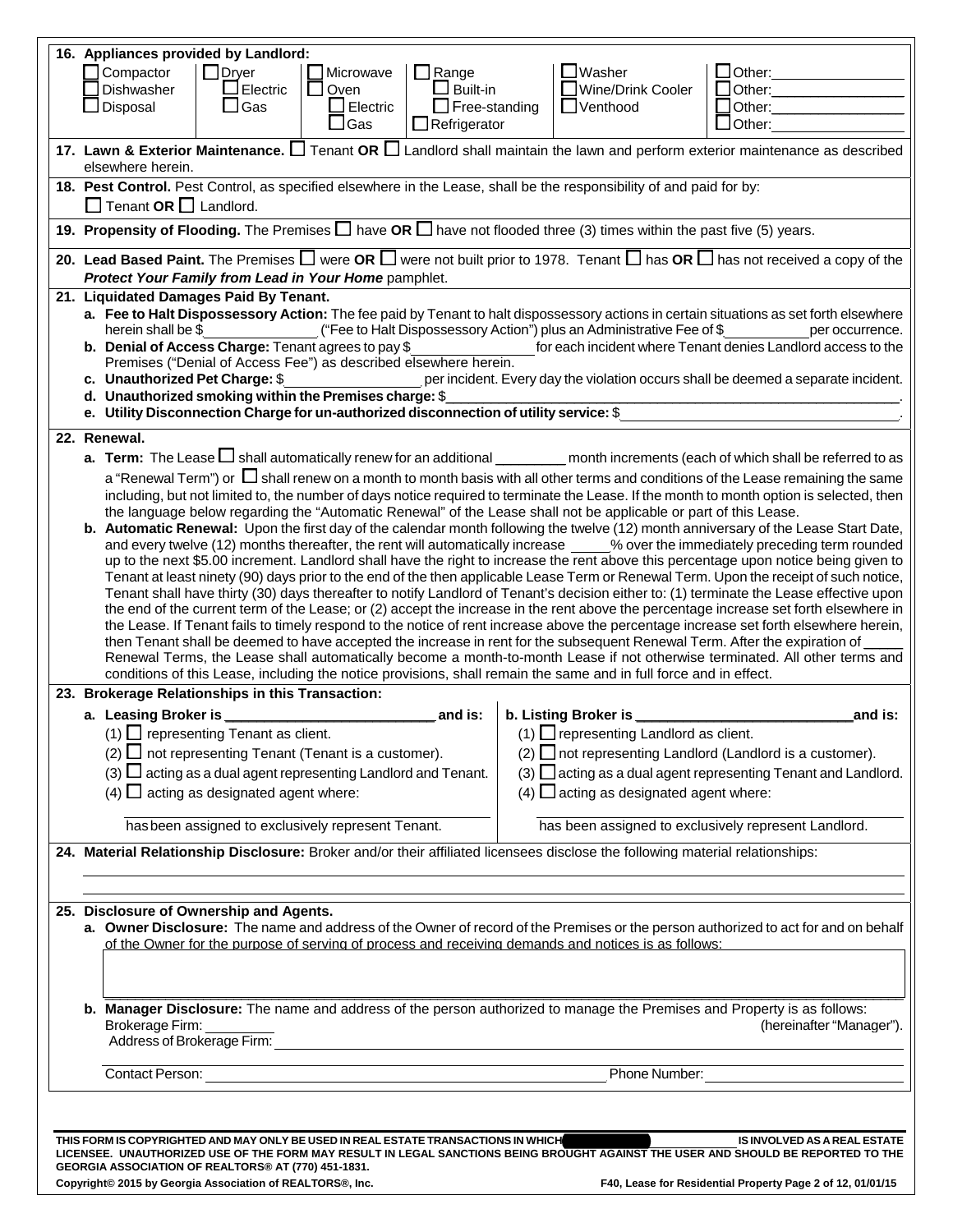**16. Appliances provided by Landlord:**

| | | | | | |
|---|---|---|---|---|---|
| ☐ Compactor | ☐ Dryer | ☐ Microwave | ☐ Range | ☐ Washer | ☐ Other: ________ |
| ☐ Dishwasher | ☐ Electric | ☐ Oven | ☐ Built-in | ☐ Wine/Drink Cooler | ☐ Other: ________ |
| ☐ Disposal | ☐ Gas | ☐ Electric | ☐ Free-standing | ☐ Venthood | ☐ Other: ________ |
| | | ☐ Gas | ☐ Refrigerator | | ☐ Other: ________ |

**17. Lawn & Exterior Maintenance.** ☐ Tenant **OR** ☐ Landlord shall maintain the lawn and perform exterior maintenance as described elsewhere herein.

**18. Pest Control.** Pest Control, as specified elsewhere in the Lease, shall be the responsibility of and paid for by: ☐ Tenant **OR** ☐ Landlord.

**19. Propensity of Flooding.** The Premises ☐ have **OR** ☐ have not flooded three (3) times within the past five (5) years.

**20. Lead Based Paint.** The Premises ☐ were **OR** ☐ were not built prior to 1978. Tenant ☐ has **OR** ☐ has not received a copy of the ***Protect Your Family from Lead in Your Home*** pamphlet.

**21. Liquidated Damages Paid By Tenant.**

**a. Fee to Halt Dispossessory Action:** The fee paid by Tenant to halt dispossessory actions in certain situations as set forth elsewhere herein shall be $__________ ("Fee to Halt Dispossessory Action") plus an Administrative Fee of $__________ per occurrence.

**b. Denial of Access Charge:** Tenant agrees to pay $__________ for each incident where Tenant denies Landlord access to the Premises ("Denial of Access Fee") as described elsewhere herein.

**c. Unauthorized Pet Charge:** $__________ per incident. Every day the violation occurs shall be deemed a separate incident.

**d. Unauthorized smoking within the Premises charge:** $__________.

**e. Utility Disconnection Charge for un-authorized disconnection of utility service:** $__________.

**22. Renewal.**

**a. Term:** The Lease ☐ shall automatically renew for an additional ________ month increments (each of which shall be referred to as a "Renewal Term") or ☐ shall renew on a month to month basis with all other terms and conditions of the Lease remaining the same including, but not limited to, the number of days notice required to terminate the Lease. If the month to month option is selected, then the language below regarding the "Automatic Renewal" of the Lease shall not be applicable or part of this Lease.

**b. Automatic Renewal:** Upon the first day of the calendar month following the twelve (12) month anniversary of the Lease Start Date, and every twelve (12) months thereafter, the rent will automatically increase _____% over the immediately preceding term rounded up to the next $5.00 increment. Landlord shall have the right to increase the rent above this percentage upon notice being given to Tenant at least ninety (90) days prior to the end of the then applicable Lease Term or Renewal Term. Upon the receipt of such notice, Tenant shall have thirty (30) days thereafter to notify Landlord of Tenant's decision either to: (1) terminate the Lease effective upon the end of the current term of the Lease; or (2) accept the increase in the rent above the percentage increase set forth elsewhere in the Lease. If Tenant fails to timely respond to the notice of rent increase above the percentage increase set forth elsewhere herein, then Tenant shall be deemed to have accepted the increase in rent for the subsequent Renewal Term. After the expiration of _____ Renewal Terms, the Lease shall automatically become a month-to-month Lease if not otherwise terminated. All other terms and conditions of this Lease, including the notice provisions, shall remain the same and in full force and in effect.

**23. Brokerage Relationships in this Transaction:**

**a. Leasing Broker is __________________ and is:**

(1) ☐ representing Tenant as client.

(2) ☐ not representing Tenant (Tenant is a customer).

(3) ☐ acting as a dual agent representing Landlord and Tenant.

(4) ☐ acting as designated agent where:

__________________ has been assigned to exclusively represent Tenant.

**b. Listing Broker is __________________ and is:**

(1) ☐ representing Landlord as client.

(2) ☐ not representing Landlord (Landlord is a customer).

(3) ☐ acting as a dual agent representing Tenant and Landlord.

(4) ☐ acting as designated agent where:

__________________ has been assigned to exclusively represent Landlord.

**24. Material Relationship Disclosure:** Broker and/or their affiliated licensees disclose the following material relationships:

______________________________________________________________________

______________________________________________________________________

**25. Disclosure of Ownership and Agents.**

**a. Owner Disclosure:** The name and address of the Owner of record of the Premises or the person authorized to act for and on behalf of the Owner for the purpose of serving of process and receiving demands and notices is as follows:

______________________________________________________________________

**b. Manager Disclosure:** The name and address of the person authorized to manage the Premises and Property is as follows:

Brokerage Firm: __________ (hereinafter "Manager").

Address of Brokerage Firm: ______________________________________________

Contact Person: ______________________________ Phone Number: ______________

THIS FORM IS COPYRIGHTED AND MAY ONLY BE USED IN REAL ESTATE TRANSACTIONS IN WHICH __________ IS INVOLVED AS A REAL ESTATE LICENSEE. UNAUTHORIZED USE OF THE FORM MAY RESULT IN LEGAL SANCTIONS BEING BROUGHT AGAINST THE USER AND SHOULD BE REPORTED TO THE GEORGIA ASSOCIATION OF REALTORS® AT (770) 451-1831.

Copyright© 2015 by Georgia Association of REALTORS®, Inc. F40, Lease for Residential Property Page 2 of 12, 01/01/15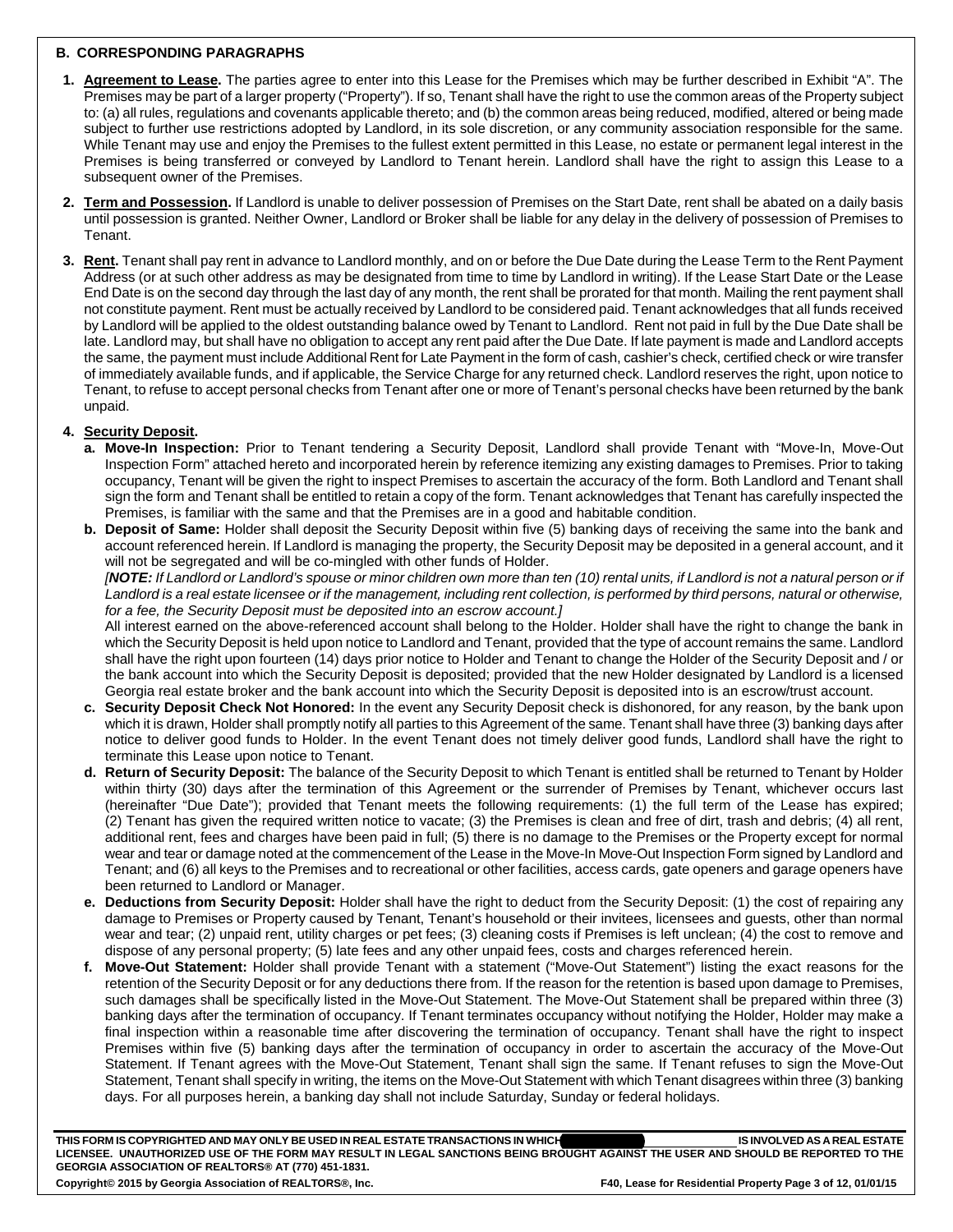## B. CORRESPONDING PARAGRAPHS

1. **Agreement to Lease.** The parties agree to enter into this Lease for the Premises which may be further described in Exhibit "A". The Premises may be part of a larger property ("Property"). If so, Tenant shall have the right to use the common areas of the Property subject to: (a) all rules, regulations and covenants applicable thereto; and (b) the common areas being reduced, modified, altered or being made subject to further use restrictions adopted by Landlord, in its sole discretion, or any community association responsible for the same. While Tenant may use and enjoy the Premises to the fullest extent permitted in this Lease, no estate or permanent legal interest in the Premises is being transferred or conveyed by Landlord to Tenant herein. Landlord shall have the right to assign this Lease to a subsequent owner of the Premises.

2. **Term and Possession.** If Landlord is unable to deliver possession of Premises on the Start Date, rent shall be abated on a daily basis until possession is granted. Neither Owner, Landlord or Broker shall be liable for any delay in the delivery of possession of Premises to Tenant.

3. **Rent.** Tenant shall pay rent in advance to Landlord monthly, and on or before the Due Date during the Lease Term to the Rent Payment Address (or at such other address as may be designated from time to time by Landlord in writing). If the Lease Start Date or the Lease End Date is on the second day through the last day of any month, the rent shall be prorated for that month. Mailing the rent payment shall not constitute payment. Rent must be actually received by Landlord to be considered paid. Tenant acknowledges that all funds received by Landlord will be applied to the oldest outstanding balance owed by Tenant to Landlord. Rent not paid in full by the Due Date shall be late. Landlord may, but shall have no obligation to accept any rent paid after the Due Date. If late payment is made and Landlord accepts the same, the payment must include Additional Rent for Late Payment in the form of cash, cashier's check, certified check or wire transfer of immediately available funds, and if applicable, the Service Charge for any returned check. Landlord reserves the right, upon notice to Tenant, to refuse to accept personal checks from Tenant after one or more of Tenant's personal checks have been returned by the bank unpaid.

4. **Security Deposit.**
   a. **Move-In Inspection:** Prior to Tenant tendering a Security Deposit, Landlord shall provide Tenant with "Move-In, Move-Out Inspection Form" attached hereto and incorporated herein by reference itemizing any existing damages to Premises. Prior to taking occupancy, Tenant will be given the right to inspect Premises to ascertain the accuracy of the form. Both Landlord and Tenant shall sign the form and Tenant shall be entitled to retain a copy of the form. Tenant acknowledges that Tenant has carefully inspected the Premises, is familiar with the same and that the Premises are in a good and habitable condition.

   b. **Deposit of Same:** Holder shall deposit the Security Deposit within five (5) banking days of receiving the same into the bank and account referenced herein. If Landlord is managing the property, the Security Deposit may be deposited in a general account, and it will not be segregated and will be co-mingled with other funds of Holder.
   *[**NOTE:** If Landlord or Landlord's spouse or minor children own more than ten (10) rental units, if Landlord is not a natural person or if Landlord is a real estate licensee or if the management, including rent collection, is performed by third persons, natural or otherwise, for a fee, the Security Deposit must be deposited into an escrow account.]*
   All interest earned on the above-referenced account shall belong to the Holder. Holder shall have the right to change the bank in which the Security Deposit is held upon notice to Landlord and Tenant, provided that the type of account remains the same. Landlord shall have the right upon fourteen (14) days prior notice to Holder and Tenant to change the Holder of the Security Deposit and / or the bank account into which the Security Deposit is deposited; provided that the new Holder designated by Landlord is a licensed Georgia real estate broker and the bank account into which the Security Deposit is deposited into is an escrow/trust account.

   c. **Security Deposit Check Not Honored:** In the event any Security Deposit check is dishonored, for any reason, by the bank upon which it is drawn, Holder shall promptly notify all parties to this Agreement of the same. Tenant shall have three (3) banking days after notice to deliver good funds to Holder. In the event Tenant does not timely deliver good funds, Landlord shall have the right to terminate this Lease upon notice to Tenant.

   d. **Return of Security Deposit:** The balance of the Security Deposit to which Tenant is entitled shall be returned to Tenant by Holder within thirty (30) days after the termination of this Agreement or the surrender of Premises by Tenant, whichever occurs last (hereinafter "Due Date"); provided that Tenant meets the following requirements: (1) the full term of the Lease has expired; (2) Tenant has given the required written notice to vacate; (3) the Premises is clean and free of dirt, trash and debris; (4) all rent, additional rent, fees and charges have been paid in full; (5) there is no damage to the Premises or the Property except for normal wear and tear or damage noted at the commencement of the Lease in the Move-In Move-Out Inspection Form signed by Landlord and Tenant; and (6) all keys to the Premises and to recreational or other facilities, access cards, gate openers and garage openers have been returned to Landlord or Manager.

   e. **Deductions from Security Deposit:** Holder shall have the right to deduct from the Security Deposit: (1) the cost of repairing any damage to Premises or Property caused by Tenant, Tenant's household or their invitees, licensees and guests, other than normal wear and tear; (2) unpaid rent, utility charges or pet fees; (3) cleaning costs if Premises is left unclean; (4) the cost to remove and dispose of any personal property; (5) late fees and any other unpaid fees, costs and charges referenced herein.

   f. **Move-Out Statement:** Holder shall provide Tenant with a statement ("Move-Out Statement") listing the exact reasons for the retention of the Security Deposit or for any deductions there from. If the reason for the retention is based upon damage to Premises, such damages shall be specifically listed in the Move-Out Statement. The Move-Out Statement shall be prepared within three (3) banking days after the termination of occupancy. If Tenant terminates occupancy without notifying the Holder, Holder may make a final inspection within a reasonable time after discovering the termination of occupancy. Tenant shall have the right to inspect Premises within five (5) banking days after the termination of occupancy in order to ascertain the accuracy of the Move-Out Statement. If Tenant agrees with the Move-Out Statement, Tenant shall sign the same. If Tenant refuses to sign the Move-Out Statement, Tenant shall specify in writing, the items on the Move-Out Statement with which Tenant disagrees within three (3) banking days. For all purposes herein, a banking day shall not include Saturday, Sunday or federal holidays.

**THIS FORM IS COPYRIGHTED AND MAY ONLY BE USED IN REAL ESTATE TRANSACTIONS IN WHICH \_\_\_\_\_\_\_\_\_\_\_\_\_\_\_\_ IS INVOLVED AS A REAL ESTATE LICENSEE. UNAUTHORIZED USE OF THE FORM MAY RESULT IN LEGAL SANCTIONS BEING BROUGHT AGAINST THE USER AND SHOULD BE REPORTED TO THE GEORGIA ASSOCIATION OF REALTORS® AT (770) 451-1831.**

**Copyright© 2015 by Georgia Association of REALTORS®, Inc.** **F40, Lease for Residential Property, 01/01/15**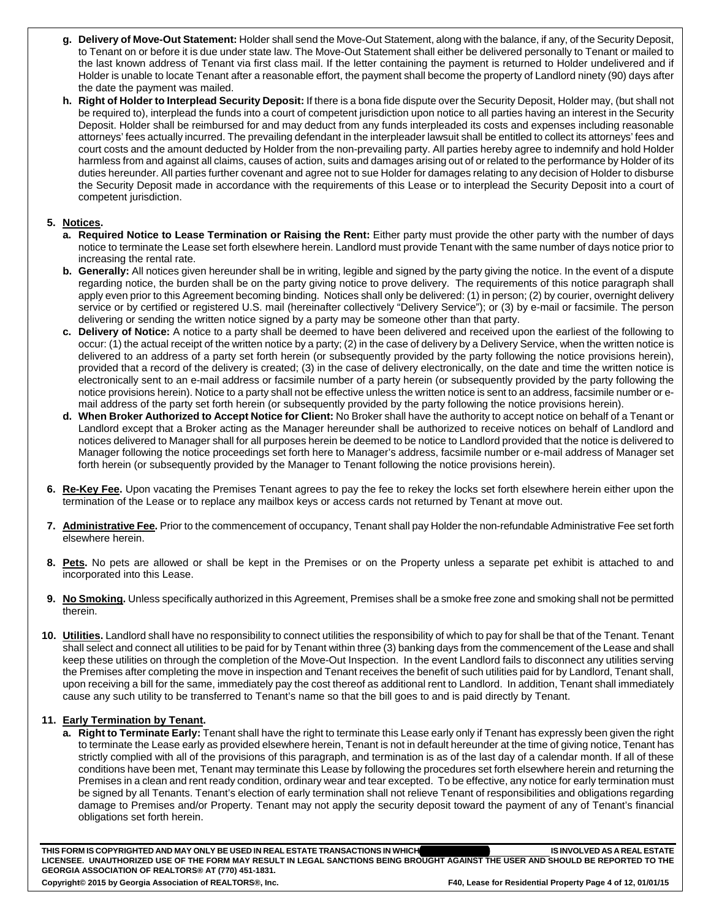g. **Delivery of Move-Out Statement:** Holder shall send the Move-Out Statement, along with the balance, if any, of the Security Deposit, to Tenant on or before it is due under state law. The Move-Out Statement shall either be delivered personally to Tenant or mailed to the last known address of Tenant via first class mail. If the letter containing the payment is returned to Holder undelivered and if Holder is unable to locate Tenant after a reasonable effort, the payment shall become the property of Landlord ninety (90) days after the date the payment was mailed.

h. **Right of Holder to Interplead Security Deposit:** If there is a bona fide dispute over the Security Deposit, Holder may, (but shall not be required to), interplead the funds into a court of competent jurisdiction upon notice to all parties having an interest in the Security Deposit. Holder shall be reimbursed for and may deduct from any funds interpleaded its costs and expenses including reasonable attorneys' fees actually incurred. The prevailing defendant in the interpleader lawsuit shall be entitled to collect its attorneys' fees and court costs and the amount deducted by Holder from the non-prevailing party. All parties hereby agree to indemnify and hold Holder harmless from and against all claims, causes of action, suits and damages arising out of or related to the performance by Holder of its duties hereunder. All parties further covenant and agree not to sue Holder for damages relating to any decision of Holder to disburse the Security Deposit made in accordance with the requirements of this Lease or to interplead the Security Deposit into a court of competent jurisdiction.

**5. Notices.**

a. **Required Notice to Lease Termination or Raising the Rent:** Either party must provide the other party with the number of days notice to terminate the Lease set forth elsewhere herein. Landlord must provide Tenant with the same number of days notice prior to increasing the rental rate.

b. **Generally:** All notices given hereunder shall be in writing, legible and signed by the party giving the notice. In the event of a dispute regarding notice, the burden shall be on the party giving notice to prove delivery. The requirements of this notice paragraph shall apply even prior to this Agreement becoming binding. Notices shall only be delivered: (1) in person; (2) by courier, overnight delivery service or by certified or registered U.S. mail (hereinafter collectively "Delivery Service"); or (3) by e-mail or facsimile. The person delivering or sending the written notice signed by a party may be someone other than that party.

c. **Delivery of Notice:** A notice to a party shall be deemed to have been delivered and received upon the earliest of the following to occur: (1) the actual receipt of the written notice by a party; (2) in the case of delivery by a Delivery Service, when the written notice is delivered to an address of a party set forth herein (or subsequently provided by the party following the notice provisions herein), provided that a record of the delivery is created; (3) in the case of delivery electronically, on the date and time the written notice is electronically sent to an e-mail address or facsimile number of a party herein (or subsequently provided by the party following the notice provisions herein). Notice to a party shall not be effective unless the written notice is sent to an address, facsimile number or e-mail address of the party set forth herein (or subsequently provided by the party following the notice provisions herein).

d. **When Broker Authorized to Accept Notice for Client:** No Broker shall have the authority to accept notice on behalf of a Tenant or Landlord except that a Broker acting as the Manager hereunder shall be authorized to receive notices on behalf of Landlord and notices delivered to Manager shall for all purposes herein be deemed to be notice to Landlord provided that the notice is delivered to Manager following the notice proceedings set forth here to Manager's address, facsimile number or e-mail address of Manager set forth herein (or subsequently provided by the Manager to Tenant following the notice provisions herein).

**6. Re-Key Fee.** Upon vacating the Premises Tenant agrees to pay the fee to rekey the locks set forth elsewhere herein either upon the termination of the Lease or to replace any mailbox keys or access cards not returned by Tenant at move out.

**7. Administrative Fee.** Prior to the commencement of occupancy, Tenant shall pay Holder the non-refundable Administrative Fee set forth elsewhere herein.

**8. Pets.** No pets are allowed or shall be kept in the Premises or on the Property unless a separate pet exhibit is attached to and incorporated into this Lease.

**9. No Smoking.** Unless specifically authorized in this Agreement, Premises shall be a smoke free zone and smoking shall not be permitted therein.

**10. Utilities.** Landlord shall have no responsibility to connect utilities the responsibility of which to pay for shall be that of the Tenant. Tenant shall select and connect all utilities to be paid for by Tenant within three (3) banking days from the commencement of the Lease and shall keep these utilities on through the completion of the Move-Out Inspection. In the event Landlord fails to disconnect any utilities serving the Premises after completing the move in inspection and Tenant receives the benefit of such utilities paid for by Landlord, Tenant shall, upon receiving a bill for the same, immediately pay the cost thereof as additional rent to Landlord. In addition, Tenant shall immediately cause any such utility to be transferred to Tenant's name so that the bill goes to and is paid directly by Tenant.

**11. Early Termination by Tenant.**

a. **Right to Terminate Early:** Tenant shall have the right to terminate this Lease early only if Tenant has expressly been given the right to terminate the Lease early as provided elsewhere herein, Tenant is not in default hereunder at the time of giving notice, Tenant has strictly complied with all of the provisions of this paragraph, and termination is as of the last day of a calendar month. If all of these conditions have been met, Tenant may terminate this Lease by following the procedures set forth elsewhere herein and returning the Premises in a clean and rent ready condition, ordinary wear and tear excepted. To be effective, any notice for early termination must be signed by all Tenants. Tenant's election of early termination shall not relieve Tenant of responsibilities and obligations regarding damage to Premises and/or Property. Tenant may not apply the security deposit toward the payment of any of Tenant's financial obligations set forth herein.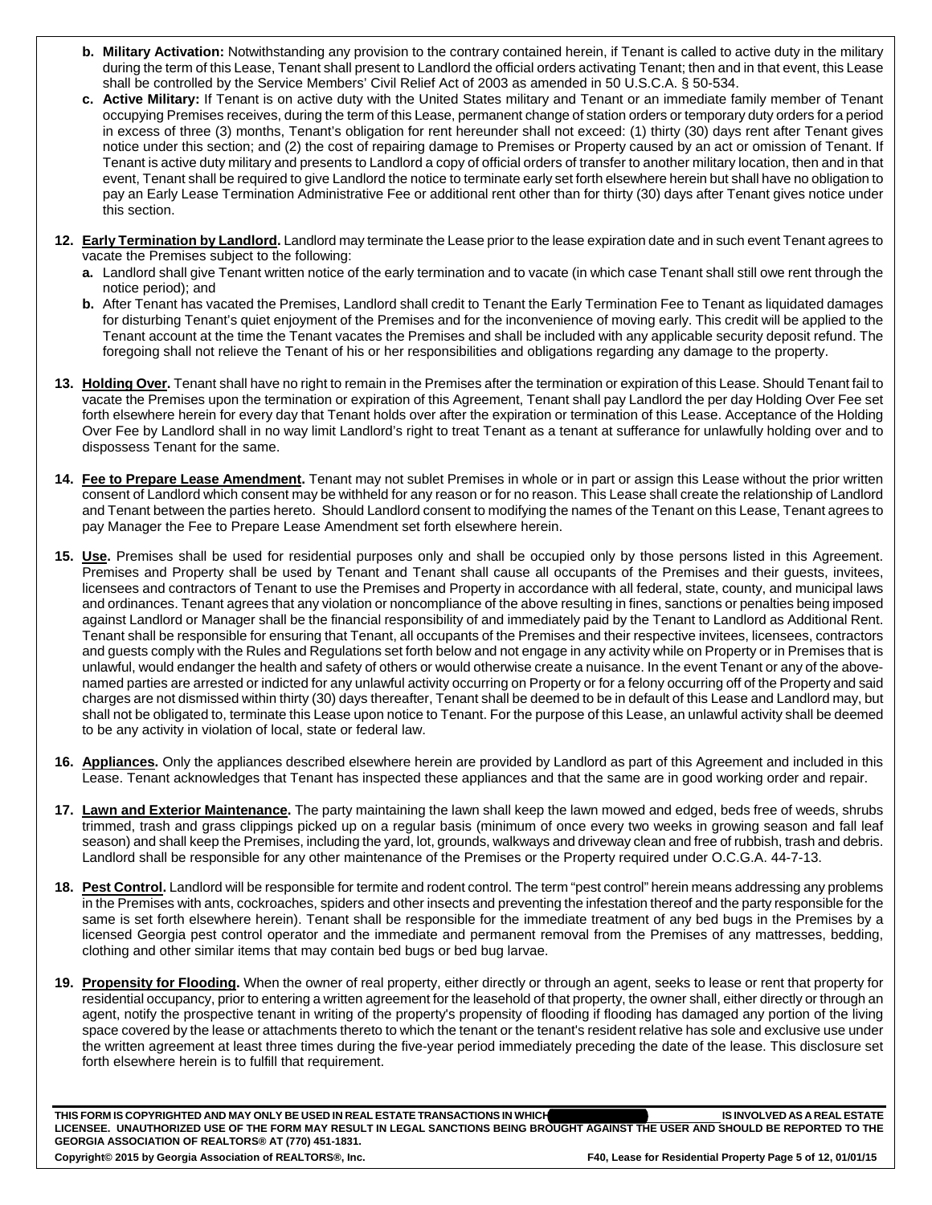**b. Military Activation:** Notwithstanding any provision to the contrary contained herein, if Tenant is called to active duty in the military during the term of this Lease, Tenant shall present to Landlord the official orders activating Tenant; then and in that event, this Lease shall be controlled by the Service Members' Civil Relief Act of 2003 as amended in 50 U.S.C.A. § 50-534.

**c. Active Military:** If Tenant is on active duty with the United States military and Tenant or an immediate family member of Tenant occupying Premises receives, during the term of this Lease, permanent change of station orders or temporary duty orders for a period in excess of three (3) months, Tenant's obligation for rent hereunder shall not exceed: (1) thirty (30) days rent after Tenant gives notice under this section; and (2) the cost of repairing damage to Premises or Property caused by an act or omission of Tenant. If Tenant is active duty military and presents to Landlord a copy of official orders of transfer to another military location, then and in that event, Tenant shall be required to give Landlord the notice to terminate early set forth elsewhere herein but shall have no obligation to pay an Early Lease Termination Administrative Fee or additional rent other than for thirty (30) days after Tenant gives notice under this section.

**12. Early Termination by Landlord.** Landlord may terminate the Lease prior to the lease expiration date and in such event Tenant agrees to vacate the Premises subject to the following:

**a.** Landlord shall give Tenant written notice of the early termination and to vacate (in which case Tenant shall still owe rent through the notice period); and

**b.** After Tenant has vacated the Premises, Landlord shall credit to Tenant the Early Termination Fee to Tenant as liquidated damages for disturbing Tenant's quiet enjoyment of the Premises and for the inconvenience of moving early. This credit will be applied to the Tenant account at the time the Tenant vacates the Premises and shall be included with any applicable security deposit refund. The foregoing shall not relieve the Tenant of his or her responsibilities and obligations regarding any damage to the property.

**13. Holding Over.** Tenant shall have no right to remain in the Premises after the termination or expiration of this Lease. Should Tenant fail to vacate the Premises upon the termination or expiration of this Agreement, Tenant shall pay Landlord the per day Holding Over Fee set forth elsewhere herein for every day that Tenant holds over after the expiration or termination of this Lease. Acceptance of the Holding Over Fee by Landlord shall in no way limit Landlord's right to treat Tenant as a tenant at sufferance for unlawfully holding over and to dispossess Tenant for the same.

**14. Fee to Prepare Lease Amendment.** Tenant may not sublet Premises in whole or in part or assign this Lease without the prior written consent of Landlord which consent may be withheld for any reason or for no reason. This Lease shall create the relationship of Landlord and Tenant between the parties hereto. Should Landlord consent to modifying the names of the Tenant on this Lease, Tenant agrees to pay Manager the Fee to Prepare Lease Amendment set forth elsewhere herein.

**15. Use.** Premises shall be used for residential purposes only and shall be occupied only by those persons listed in this Agreement. Premises and Property shall be used by Tenant and Tenant shall cause all occupants of the Premises and their guests, invitees, licensees and contractors of Tenant to use the Premises and Property in accordance with all federal, state, county, and municipal laws and ordinances. Tenant agrees that any violation or noncompliance of the above resulting in fines, sanctions or penalties being imposed against Landlord or Manager shall be the financial responsibility of and immediately paid by the Tenant to Landlord as Additional Rent. Tenant shall be responsible for ensuring that Tenant, all occupants of the Premises and their respective invitees, licensees, contractors and guests comply with the Rules and Regulations set forth below and not engage in any activity while on Property or in Premises that is unlawful, would endanger the health and safety of others or would otherwise create a nuisance. In the event Tenant or any of the above-named parties are arrested or indicted for any unlawful activity occurring on Property or for a felony occurring off of the Property and said charges are not dismissed within thirty (30) days thereafter, Tenant shall be deemed to be in default of this Lease and Landlord may, but shall not be obligated to, terminate this Lease upon notice to Tenant. For the purpose of this Lease, an unlawful activity shall be deemed to be any activity in violation of local, state or federal law.

**16. Appliances.** Only the appliances described elsewhere herein are provided by Landlord as part of this Agreement and included in this Lease. Tenant acknowledges that Tenant has inspected these appliances and that the same are in good working order and repair.

**17. Lawn and Exterior Maintenance.** The party maintaining the lawn shall keep the lawn mowed and edged, beds free of weeds, shrubs trimmed, trash and grass clippings picked up on a regular basis (minimum of once every two weeks in growing season and fall leaf season) and shall keep the Premises, including the yard, lot, grounds, walkways and driveway clean and free of rubbish, trash and debris. Landlord shall be responsible for any other maintenance of the Premises or the Property required under O.C.G.A. 44-7-13.

**18. Pest Control.** Landlord will be responsible for termite and rodent control. The term "pest control" herein means addressing any problems in the Premises with ants, cockroaches, spiders and other insects and preventing the infestation thereof and the party responsible for the same is set forth elsewhere herein). Tenant shall be responsible for the immediate treatment of any bed bugs in the Premises by a licensed Georgia pest control operator and the immediate and permanent removal from the Premises of any mattresses, bedding, clothing and other similar items that may contain bed bugs or bed bug larvae.

**19. Propensity for Flooding.** When the owner of real property, either directly or through an agent, seeks to lease or rent that property for residential occupancy, prior to entering a written agreement for the leasehold of that property, the owner shall, either directly or through an agent, notify the prospective tenant in writing of the property's propensity of flooding if flooding has damaged any portion of the living space covered by the lease or attachments thereto to which the tenant or the tenant's resident relative has sole and exclusive use under the written agreement at least three times during the five-year period immediately preceding the date of the lease. This disclosure set forth elsewhere herein is to fulfill that requirement.

**THIS FORM IS COPYRIGHTED AND MAY ONLY BE USED IN REAL ESTATE TRANSACTIONS IN WHICH \_\_\_\_\_\_\_\_\_\_\_\_\_\_\_\_\_\_\_\_ IS INVOLVED AS A REAL ESTATE LICENSEE. UNAUTHORIZED USE OF THE FORM MAY RESULT IN LEGAL SANCTIONS BEING BROUGHT AGAINST THE USER AND SHOULD BE REPORTED TO THE GEORGIA ASSOCIATION OF REALTORS® AT (770) 451-1831.**

**Copyright© 2015 by Georgia Association of REALTORS®, Inc.** **F40, Lease for Residential Property Page 5 of 12, 01/01/15**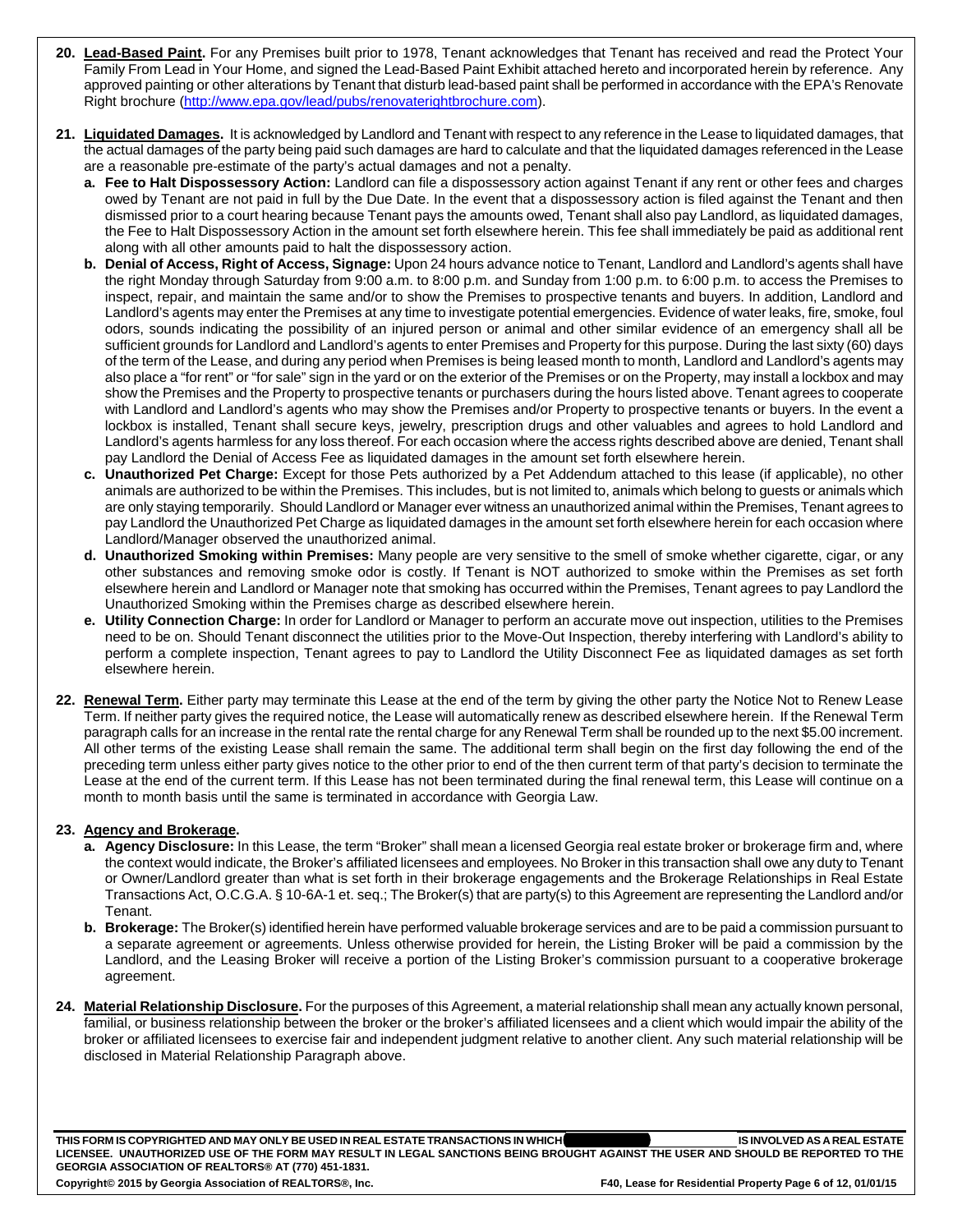**20. <u>Lead-Based Paint</u>.** For any Premises built prior to 1978, Tenant acknowledges that Tenant has received and read the Protect Your Family From Lead in Your Home, and signed the Lead-Based Paint Exhibit attached hereto and incorporated herein by reference. Any approved painting or other alterations by Tenant that disturb lead-based paint shall be performed in accordance with the EPA's Renovate Right brochure (http://www.epa.gov/lead/pubs/renovaterightbrochure.com).

**21. <u>Liquidated Damages</u>.** It is acknowledged by Landlord and Tenant with respect to any reference in the Lease to liquidated damages, that the actual damages of the party being paid such damages are hard to calculate and that the liquidated damages referenced in the Lease are a reasonable pre-estimate of the party's actual damages and not a penalty.

- **a. Fee to Halt Dispossessory Action:** Landlord can file a dispossessory action against Tenant if any rent or other fees and charges owed by Tenant are not paid in full by the Due Date. In the event that a dispossessory action is filed against the Tenant and then dismissed prior to a court hearing because Tenant pays the amounts owed, Tenant shall also pay Landlord, as liquidated damages, the Fee to Halt Dispossessory Action in the amount set forth elsewhere herein. This fee shall immediately be paid as additional rent along with all other amounts paid to halt the dispossessory action.
- **b. Denial of Access, Right of Access, Signage:** Upon 24 hours advance notice to Tenant, Landlord and Landlord's agents shall have the right Monday through Saturday from 9:00 a.m. to 8:00 p.m. and Sunday from 1:00 p.m. to 6:00 p.m. to access the Premises to inspect, repair, and maintain the same and/or to show the Premises to prospective tenants and buyers. In addition, Landlord and Landlord's agents may enter the Premises at any time to investigate potential emergencies. Evidence of water leaks, fire, smoke, foul odors, sounds indicating the possibility of an injured person or animal and other similar evidence of an emergency shall all be sufficient grounds for Landlord and Landlord's agents to enter Premises and Property for this purpose. During the last sixty (60) days of the term of the Lease, and during any period when Premises is being leased month to month, Landlord and Landlord's agents may also place a "for rent" or "for sale" sign in the yard or on the exterior of the Premises or on the Property, may install a lockbox and may show the Premises and the Property to prospective tenants or purchasers during the hours listed above. Tenant agrees to cooperate with Landlord and Landlord's agents who may show the Premises and/or Property to prospective tenants or buyers. In the event a lockbox is installed, Tenant shall secure keys, jewelry, prescription drugs and other valuables and agrees to hold Landlord and Landlord's agents harmless for any loss thereof. For each occasion where the access rights described above are denied, Tenant shall pay Landlord the Denial of Access Fee as liquidated damages in the amount set forth elsewhere herein.
- **c. Unauthorized Pet Charge:** Except for those Pets authorized by a Pet Addendum attached to this lease (if applicable), no other animals are authorized to be within the Premises. This includes, but is not limited to, animals which belong to guests or animals which are only staying temporarily. Should Landlord or Manager ever witness an unauthorized animal within the Premises, Tenant agrees to pay Landlord the Unauthorized Pet Charge as liquidated damages in the amount set forth elsewhere herein for each occasion where Landlord/Manager observed the unauthorized animal.
- **d. Unauthorized Smoking within Premises:** Many people are very sensitive to the smell of smoke whether cigarette, cigar, or any other substances and removing smoke odor is costly. If Tenant is NOT authorized to smoke within the Premises as set forth elsewhere herein and Landlord or Manager note that smoking has occurred within the Premises, Tenant agrees to pay Landlord the Unauthorized Smoking within the Premises charge as described elsewhere herein.
- **e. Utility Connection Charge:** In order for Landlord or Manager to perform an accurate move out inspection, utilities to the Premises need to be on. Should Tenant disconnect the utilities prior to the Move-Out Inspection, thereby interfering with Landlord's ability to perform a complete inspection, Tenant agrees to pay to Landlord the Utility Disconnect Fee as liquidated damages as set forth elsewhere herein.

**22. <u>Renewal Term</u>.** Either party may terminate this Lease at the end of the term by giving the other party the Notice Not to Renew Lease Term. If neither party gives the required notice, the Lease will automatically renew as described elsewhere herein. If the Renewal Term paragraph calls for an increase in the rental rate the rental charge for any Renewal Term shall be rounded up to the next $5.00 increment. All other terms of the existing Lease shall remain the same. The additional term shall begin on the first day following the end of the preceding term unless either party gives notice to the other prior to end of the then current term of that party's decision to terminate the Lease at the end of the current term. If this Lease has not been terminated during the final renewal term, this Lease will continue on a month to month basis until the same is terminated in accordance with Georgia Law.

**23. <u>Agency and Brokerage</u>.**

- **a. Agency Disclosure:** In this Lease, the term "Broker" shall mean a licensed Georgia real estate broker or brokerage firm and, where the context would indicate, the Broker's affiliated licensees and employees. No Broker in this transaction shall owe any duty to Tenant or Owner/Landlord greater than what is set forth in their brokerage engagements and the Brokerage Relationships in Real Estate Transactions Act, O.C.G.A. § 10-6A-1 et. seq.; The Broker(s) that are party(s) to this Agreement are representing the Landlord and/or Tenant.
- **b. Brokerage:** The Broker(s) identified herein have performed valuable brokerage services and are to be paid a commission pursuant to a separate agreement or agreements. Unless otherwise provided for herein, the Listing Broker will be paid a commission by the Landlord, and the Leasing Broker will receive a portion of the Listing Broker's commission pursuant to a cooperative brokerage agreement.

**24. <u>Material Relationship Disclosure</u>.** For the purposes of this Agreement, a material relationship shall mean any actually known personal, familial, or business relationship between the broker or the broker's affiliated licensees and a client which would impair the ability of the broker or affiliated licensees to exercise fair and independent judgment relative to another client. Any such material relationship will be disclosed in Material Relationship Paragraph above.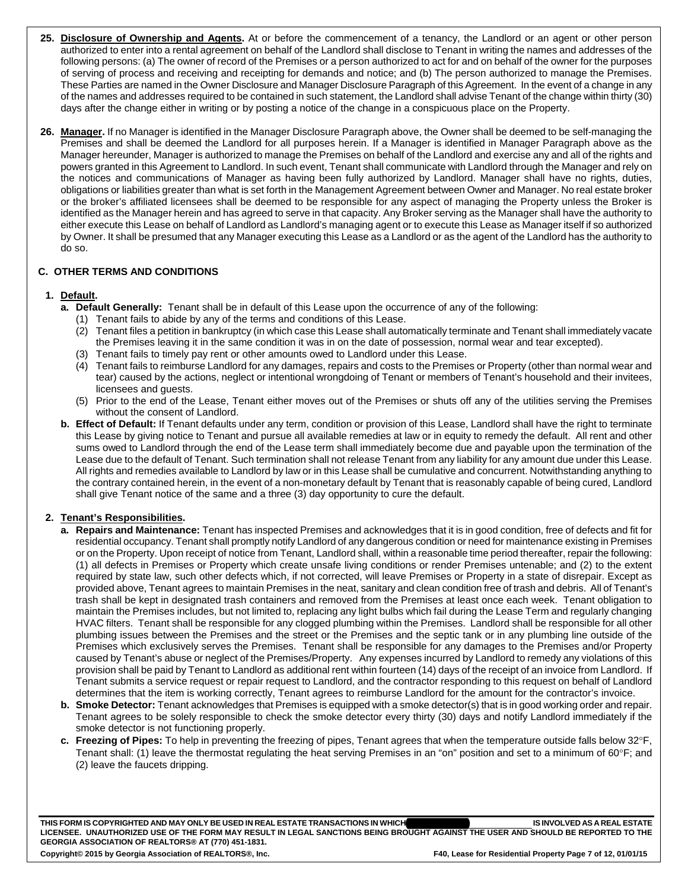**25. Disclosure of Ownership and Agents.** At or before the commencement of a tenancy, the Landlord or an agent or other person authorized to enter into a rental agreement on behalf of the Landlord shall disclose to Tenant in writing the names and addresses of the following persons: (a) The owner of record of the Premises or a person authorized to act for and on behalf of the owner for the purposes of serving of process and receiving and receipting for demands and notice; and (b) The person authorized to manage the Premises. These Parties are named in the Owner Disclosure and Manager Disclosure Paragraph of this Agreement. In the event of a change in any of the names and addresses required to be contained in such statement, the Landlord shall advise Tenant of the change within thirty (30) days after the change either in writing or by posting a notice of the change in a conspicuous place on the Property.

**26. Manager.** If no Manager is identified in the Manager Disclosure Paragraph above, the Owner shall be deemed to be self-managing the Premises and shall be deemed the Landlord for all purposes herein. If a Manager is identified in Manager Paragraph above as the Manager hereunder, Manager is authorized to manage the Premises on behalf of the Landlord and exercise any and all of the rights and powers granted in this Agreement to Landlord. In such event, Tenant shall communicate with Landlord through the Manager and rely on the notices and communications of Manager as having been fully authorized by Landlord. Manager shall have no rights, duties, obligations or liabilities greater than what is set forth in the Management Agreement between Owner and Manager. No real estate broker or the broker's affiliated licensees shall be deemed to be responsible for any aspect of managing the Property unless the Broker is identified as the Manager herein and has agreed to serve in that capacity. Any Broker serving as the Manager shall have the authority to either execute this Lease on behalf of Landlord as Landlord's managing agent or to execute this Lease as Manager itself if so authorized by Owner. It shall be presumed that any Manager executing this Lease as a Landlord or as the agent of the Landlord has the authority to do so.

## C. OTHER TERMS AND CONDITIONS

**1. Default.**

**a. Default Generally:** Tenant shall be in default of this Lease upon the occurrence of any of the following:

(1) Tenant fails to abide by any of the terms and conditions of this Lease.

(2) Tenant files a petition in bankruptcy (in which case this Lease shall automatically terminate and Tenant shall immediately vacate the Premises leaving it in the same condition it was in on the date of possession, normal wear and tear excepted).

(3) Tenant fails to timely pay rent or other amounts owed to Landlord under this Lease.

(4) Tenant fails to reimburse Landlord for any damages, repairs and costs to the Premises or Property (other than normal wear and tear) caused by the actions, neglect or intentional wrongdoing of Tenant or members of Tenant's household and their invitees, licensees and guests.

(5) Prior to the end of the Lease, Tenant either moves out of the Premises or shuts off any of the utilities serving the Premises without the consent of Landlord.

**b. Effect of Default:** If Tenant defaults under any term, condition or provision of this Lease, Landlord shall have the right to terminate this Lease by giving notice to Tenant and pursue all available remedies at law or in equity to remedy the default. All rent and other sums owed to Landlord through the end of the Lease term shall immediately become due and payable upon the termination of the Lease due to the default of Tenant. Such termination shall not release Tenant from any liability for any amount due under this Lease. All rights and remedies available to Landlord by law or in this Lease shall be cumulative and concurrent. Notwithstanding anything to the contrary contained herein, in the event of a non-monetary default by Tenant that is reasonably capable of being cured, Landlord shall give Tenant notice of the same and a three (3) day opportunity to cure the default.

**2. Tenant's Responsibilities.**

**a. Repairs and Maintenance:** Tenant has inspected Premises and acknowledges that it is in good condition, free of defects and fit for residential occupancy. Tenant shall promptly notify Landlord of any dangerous condition or need for maintenance existing in Premises or on the Property. Upon receipt of notice from Tenant, Landlord shall, within a reasonable time period thereafter, repair the following: (1) all defects in Premises or Property which create unsafe living conditions or render Premises untenable; and (2) to the extent required by state law, such other defects which, if not corrected, will leave Premises or Property in a state of disrepair. Except as provided above, Tenant agrees to maintain Premises in the neat, sanitary and clean condition free of trash and debris. All of Tenant's trash shall be kept in designated trash containers and removed from the Premises at least once each week. Tenant obligation to maintain the Premises includes, but not limited to, replacing any light bulbs which fail during the Lease Term and regularly changing HVAC filters. Tenant shall be responsible for any clogged plumbing within the Premises. Landlord shall be responsible for all other plumbing issues between the Premises and the street or the Premises and the septic tank or in any plumbing line outside of the Premises which exclusively serves the Premises. Tenant shall be responsible for any damages to the Premises and/or Property caused by Tenant's abuse or neglect of the Premises/Property. Any expenses incurred by Landlord to remedy any violations of this provision shall be paid by Tenant to Landlord as additional rent within fourteen (14) days of the receipt of an invoice from Landlord. If Tenant submits a service request or repair request to Landlord, and the contractor responding to this request on behalf of Landlord determines that the item is working correctly, Tenant agrees to reimburse Landlord for the amount for the contractor's invoice.

**b. Smoke Detector:** Tenant acknowledges that Premises is equipped with a smoke detector(s) that is in good working order and repair. Tenant agrees to be solely responsible to check the smoke detector every thirty (30) days and notify Landlord immediately if the smoke detector is not functioning properly.

**c. Freezing of Pipes:** To help in preventing the freezing of pipes, Tenant agrees that when the temperature outside falls below 32°F, Tenant shall: (1) leave the thermostat regulating the heat serving Premises in an "on" position and set to a minimum of 60°F; and (2) leave the faucets dripping.

**THIS FORM IS COPYRIGHTED AND MAY ONLY BE USED IN REAL ESTATE TRANSACTIONS IN WHICH _______________ IS INVOLVED AS A REAL ESTATE LICENSEE. UNAUTHORIZED USE OF THE FORM MAY RESULT IN LEGAL SANCTIONS BEING BROUGHT AGAINST THE USER AND SHOULD BE REPORTED TO THE GEORGIA ASSOCIATION OF REALTORS® AT (770) 451-1831.**

**Copyright© 2015 by Georgia Association of REALTORS®, Inc. F40, Lease for Residential Property Page 7 of 12, 01/01/15**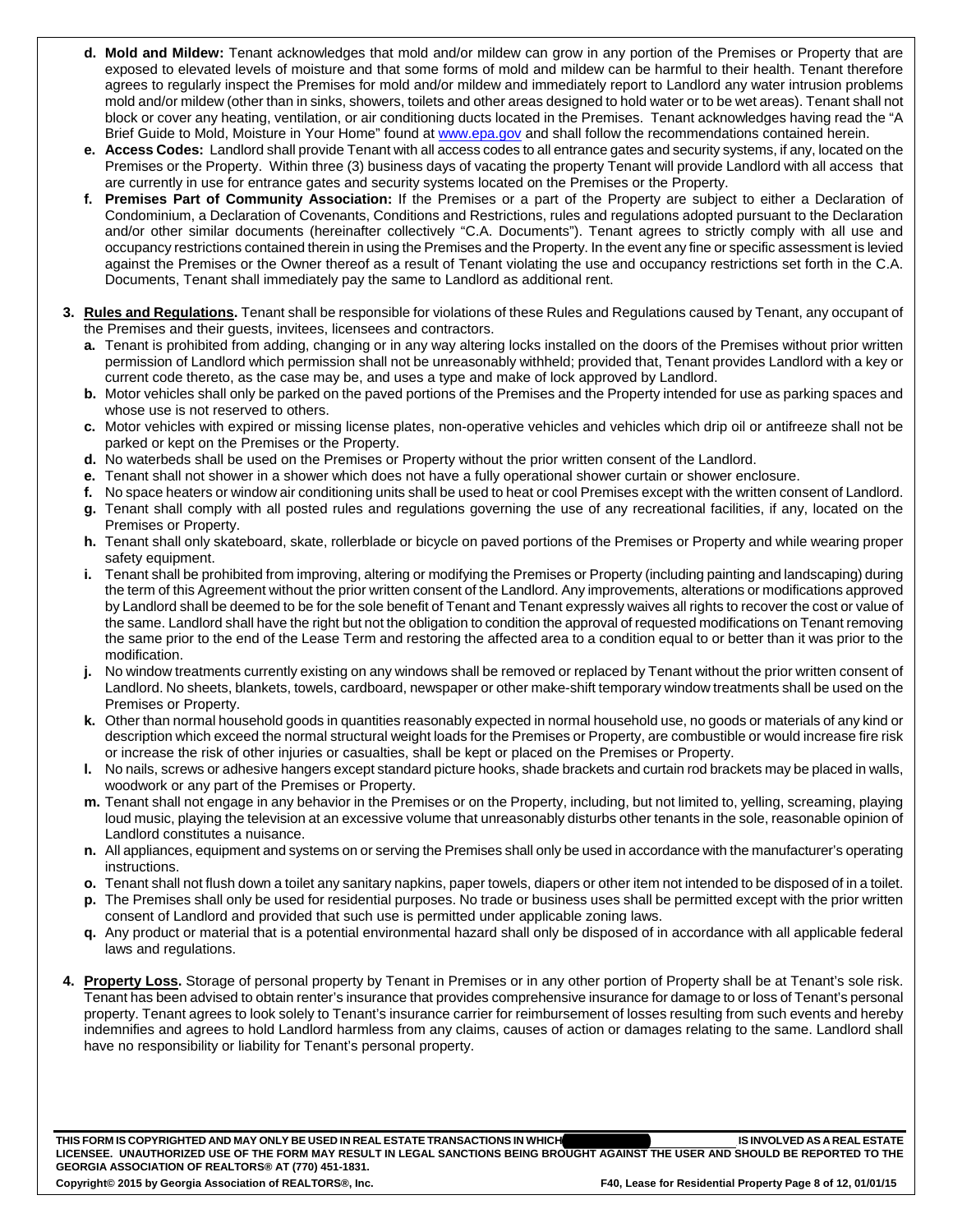**d. Mold and Mildew:** Tenant acknowledges that mold and/or mildew can grow in any portion of the Premises or Property that are exposed to elevated levels of moisture and that some forms of mold and mildew can be harmful to their health. Tenant therefore agrees to regularly inspect the Premises for mold and/or mildew and immediately report to Landlord any water intrusion problems mold and/or mildew (other than in sinks, showers, toilets and other areas designed to hold water or to be wet areas). Tenant shall not block or cover any heating, ventilation, or air conditioning ducts located in the Premises. Tenant acknowledges having read the "A Brief Guide to Mold, Moisture in Your Home" found at www.epa.gov and shall follow the recommendations contained herein.

**e. Access Codes:** Landlord shall provide Tenant with all access codes to all entrance gates and security systems, if any, located on the Premises or the Property. Within three (3) business days of vacating the property Tenant will provide Landlord with all access that are currently in use for entrance gates and security systems located on the Premises or the Property.

**f. Premises Part of Community Association:** If the Premises or a part of the Property are subject to either a Declaration of Condominium, a Declaration of Covenants, Conditions and Restrictions, rules and regulations adopted pursuant to the Declaration and/or other similar documents (hereinafter collectively "C.A. Documents"). Tenant agrees to strictly comply with all use and occupancy restrictions contained therein in using the Premises and the Property. In the event any fine or specific assessment is levied against the Premises or the Owner thereof as a result of Tenant violating the use and occupancy restrictions set forth in the C.A. Documents, Tenant shall immediately pay the same to Landlord as additional rent.

**3. Rules and Regulations.** Tenant shall be responsible for violations of these Rules and Regulations caused by Tenant, any occupant of the Premises and their guests, invitees, licensees and contractors.

**a.** Tenant is prohibited from adding, changing or in any way altering locks installed on the doors of the Premises without prior written permission of Landlord which permission shall not be unreasonably withheld; provided that, Tenant provides Landlord with a key or current code thereto, as the case may be, and uses a type and make of lock approved by Landlord.

**b.** Motor vehicles shall only be parked on the paved portions of the Premises and the Property intended for use as parking spaces and whose use is not reserved to others.

**c.** Motor vehicles with expired or missing license plates, non-operative vehicles and vehicles which drip oil or antifreeze shall not be parked or kept on the Premises or the Property.

**d.** No waterbeds shall be used on the Premises or Property without the prior written consent of the Landlord.

**e.** Tenant shall not shower in a shower which does not have a fully operational shower curtain or shower enclosure.

**f.** No space heaters or window air conditioning units shall be used to heat or cool Premises except with the written consent of Landlord.

**g.** Tenant shall comply with all posted rules and regulations governing the use of any recreational facilities, if any, located on the Premises or Property.

**h.** Tenant shall only skateboard, skate, rollerblade or bicycle on paved portions of the Premises or Property and while wearing proper safety equipment.

**i.** Tenant shall be prohibited from improving, altering or modifying the Premises or Property (including painting and landscaping) during the term of this Agreement without the prior written consent of the Landlord. Any improvements, alterations or modifications approved by Landlord shall be deemed to be for the sole benefit of Tenant and Tenant expressly waives all rights to recover the cost or value of the same. Landlord shall have the right but not the obligation to condition the approval of requested modifications on Tenant removing the same prior to the end of the Lease Term and restoring the affected area to a condition equal to or better than it was prior to the modification.

**j.** No window treatments currently existing on any windows shall be removed or replaced by Tenant without the prior written consent of Landlord. No sheets, blankets, towels, cardboard, newspaper or other make-shift temporary window treatments shall be used on the Premises or Property.

**k.** Other than normal household goods in quantities reasonably expected in normal household use, no goods or materials of any kind or description which exceed the normal structural weight loads for the Premises or Property, are combustible or would increase fire risk or increase the risk of other injuries or casualties, shall be kept or placed on the Premises or Property.

**l.** No nails, screws or adhesive hangers except standard picture hooks, shade brackets and curtain rod brackets may be placed in walls, woodwork or any part of the Premises or Property.

**m.** Tenant shall not engage in any behavior in the Premises or on the Property, including, but not limited to, yelling, screaming, playing loud music, playing the television at an excessive volume that unreasonably disturbs other tenants in the sole, reasonable opinion of Landlord constitutes a nuisance.

**n.** All appliances, equipment and systems on or serving the Premises shall only be used in accordance with the manufacturer's operating instructions.

**o.** Tenant shall not flush down a toilet any sanitary napkins, paper towels, diapers or other item not intended to be disposed of in a toilet.

**p.** The Premises shall only be used for residential purposes. No trade or business uses shall be permitted except with the prior written consent of Landlord and provided that such use is permitted under applicable zoning laws.

**q.** Any product or material that is a potential environmental hazard shall only be disposed of in accordance with all applicable federal laws and regulations.

**4. Property Loss.** Storage of personal property by Tenant in Premises or in any other portion of Property shall be at Tenant's sole risk. Tenant has been advised to obtain renter's insurance that provides comprehensive insurance for damage to or loss of Tenant's personal property. Tenant agrees to look solely to Tenant's insurance carrier for reimbursement of losses resulting from such events and hereby indemnifies and agrees to hold Landlord harmless from any claims, causes of action or damages relating to the same. Landlord shall have no responsibility or liability for Tenant's personal property.

**THIS FORM IS COPYRIGHTED AND MAY ONLY BE USED IN REAL ESTATE TRANSACTIONS IN WHICH \_\_\_\_\_\_\_\_\_\_\_\_\_\_\_\_ IS INVOLVED AS A REAL ESTATE LICENSEE. UNAUTHORIZED USE OF THE FORM MAY RESULT IN LEGAL SANCTIONS BEING BROUGHT AGAINST THE USER AND SHOULD BE REPORTED TO THE GEORGIA ASSOCIATION OF REALTORS® AT (770) 451-1831.**

**Copyright© 2015 by Georgia Association of REALTORS®, Inc.** **F40, Lease for Residential Property Page 8 of 12, 01/01/15**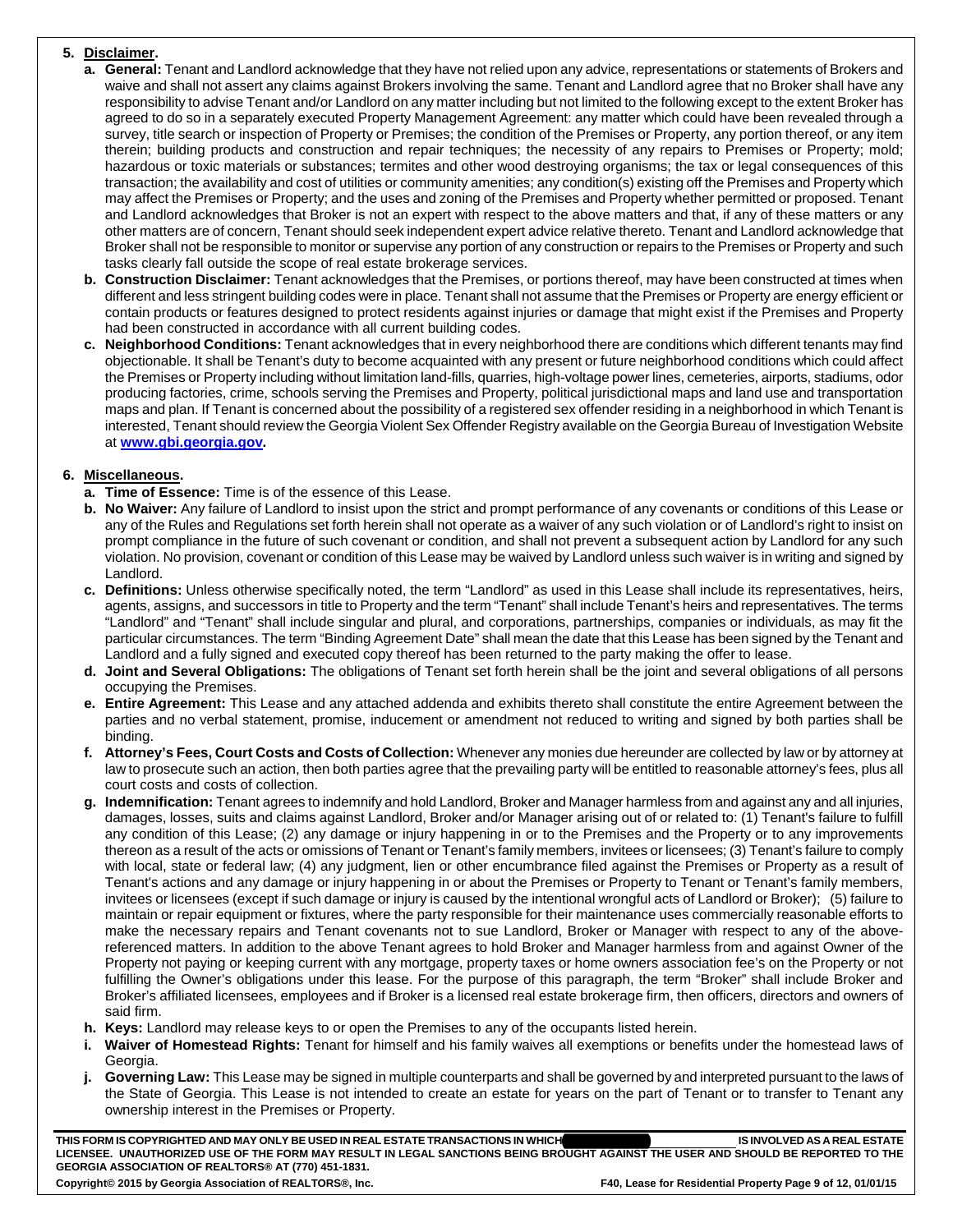## 5. Disclaimer.

**a. General:** Tenant and Landlord acknowledge that they have not relied upon any advice, representations or statements of Brokers and waive and shall not assert any claims against Brokers involving the same. Tenant and Landlord agree that no Broker shall have any responsibility to advise Tenant and/or Landlord on any matter including but not limited to the following except to the extent Broker has agreed to do so in a separately executed Property Management Agreement: any matter which could have been revealed through a survey, title search or inspection of Property or Premises; the condition of the Premises or Property, any portion thereof, or any item therein; building products and construction and repair techniques; the necessity of any repairs to Premises or Property; mold; hazardous or toxic materials or substances; termites and other wood destroying organisms; the tax or legal consequences of this transaction; the availability and cost of utilities or community amenities; any condition(s) existing off the Premises and Property which may affect the Premises or Property; and the uses and zoning of the Premises and Property whether permitted or proposed. Tenant and Landlord acknowledges that Broker is not an expert with respect to the above matters and that, if any of these matters or any other matters are of concern, Tenant should seek independent expert advice relative thereto. Tenant and Landlord acknowledge that Broker shall not be responsible to monitor or supervise any portion of any construction or repairs to the Premises or Property and such tasks clearly fall outside the scope of real estate brokerage services.

**b. Construction Disclaimer:** Tenant acknowledges that the Premises, or portions thereof, may have been constructed at times when different and less stringent building codes were in place. Tenant shall not assume that the Premises or Property are energy efficient or contain products or features designed to protect residents against injuries or damage that might exist if the Premises and Property had been constructed in accordance with all current building codes.

**c. Neighborhood Conditions:** Tenant acknowledges that in every neighborhood there are conditions which different tenants may find objectionable. It shall be Tenant's duty to become acquainted with any present or future neighborhood conditions which could affect the Premises or Property including without limitation land-fills, quarries, high-voltage power lines, cemeteries, airports, stadiums, odor producing factories, crime, schools serving the Premises and Property, political jurisdictional maps and land use and transportation maps and plan. If Tenant is concerned about the possibility of a registered sex offender residing in a neighborhood in which Tenant is interested, Tenant should review the Georgia Violent Sex Offender Registry available on the Georgia Bureau of Investigation Website at **www.gbi.georgia.gov.**

## 6. Miscellaneous.

**a. Time of Essence:** Time is of the essence of this Lease.

**b. No Waiver:** Any failure of Landlord to insist upon the strict and prompt performance of any covenants or conditions of this Lease or any of the Rules and Regulations set forth herein shall not operate as a waiver of any such violation or of Landlord's right to insist on prompt compliance in the future of such covenant or condition, and shall not prevent a subsequent action by Landlord for any such violation. No provision, covenant or condition of this Lease may be waived by Landlord unless such waiver is in writing and signed by Landlord.

**c. Definitions:** Unless otherwise specifically noted, the term "Landlord" as used in this Lease shall include its representatives, heirs, agents, assigns, and successors in title to Property and the term "Tenant" shall include Tenant's heirs and representatives. The terms "Landlord" and "Tenant" shall include singular and plural, and corporations, partnerships, companies or individuals, as may fit the particular circumstances. The term "Binding Agreement Date" shall mean the date that this Lease has been signed by the Tenant and Landlord and a fully signed and executed copy thereof has been returned to the party making the offer to lease.

**d. Joint and Several Obligations:** The obligations of Tenant set forth herein shall be the joint and several obligations of all persons occupying the Premises.

**e. Entire Agreement:** This Lease and any attached addenda and exhibits thereto shall constitute the entire Agreement between the parties and no verbal statement, promise, inducement or amendment not reduced to writing and signed by both parties shall be binding.

**f. Attorney's Fees, Court Costs and Costs of Collection:** Whenever any monies due hereunder are collected by law or by attorney at law to prosecute such an action, then both parties agree that the prevailing party will be entitled to reasonable attorney's fees, plus all court costs and costs of collection.

**g. Indemnification:** Tenant agrees to indemnify and hold Landlord, Broker and Manager harmless from and against any and all injuries, damages, losses, suits and claims against Landlord, Broker and/or Manager arising out of or related to: (1) Tenant's failure to fulfill any condition of this Lease; (2) any damage or injury happening in or to the Premises and the Property or to any improvements thereon as a result of the acts or omissions of Tenant or Tenant's family members, invitees or licensees; (3) Tenant's failure to comply with local, state or federal law; (4) any judgment, lien or other encumbrance filed against the Premises or Property as a result of Tenant's actions and any damage or injury happening in or about the Premises or Property to Tenant or Tenant's family members, invitees or licensees (except if such damage or injury is caused by the intentional wrongful acts of Landlord or Broker); (5) failure to maintain or repair equipment or fixtures, where the party responsible for their maintenance uses commercially reasonable efforts to make the necessary repairs and Tenant covenants not to sue Landlord, Broker or Manager with respect to any of the above-referenced matters. In addition to the above Tenant agrees to hold Broker and Manager harmless from and against Owner of the Property not paying or keeping current with any mortgage, property taxes or home owners association fee's on the Property or not fulfilling the Owner's obligations under this lease. For the purpose of this paragraph, the term "Broker" shall include Broker and Broker's affiliated licensees, employees and if Broker is a licensed real estate brokerage firm, then officers, directors and owners of said firm.

**h. Keys:** Landlord may release keys to or open the Premises to any of the occupants listed herein.

**i. Waiver of Homestead Rights:** Tenant for himself and his family waives all exemptions or benefits under the homestead laws of Georgia.

**j. Governing Law:** This Lease may be signed in multiple counterparts and shall be governed by and interpreted pursuant to the laws of the State of Georgia. This Lease is not intended to create an estate for years on the part of Tenant or to transfer to Tenant any ownership interest in the Premises or Property.

**THIS FORM IS COPYRIGHTED AND MAY ONLY BE USED IN REAL ESTATE TRANSACTIONS IN WHICH \_\_\_\_\_\_\_\_\_\_ IS INVOLVED AS A REAL ESTATE LICENSEE. UNAUTHORIZED USE OF THE FORM MAY RESULT IN LEGAL SANCTIONS BEING BROUGHT AGAINST THE USER AND SHOULD BE REPORTED TO THE GEORGIA ASSOCIATION OF REALTORS® AT (770) 451-1831.**

**Copyright© 2015 by Georgia Association of REALTORS®, Inc. F40, Lease for Residential Property Page 9 of 12, 01/01/15**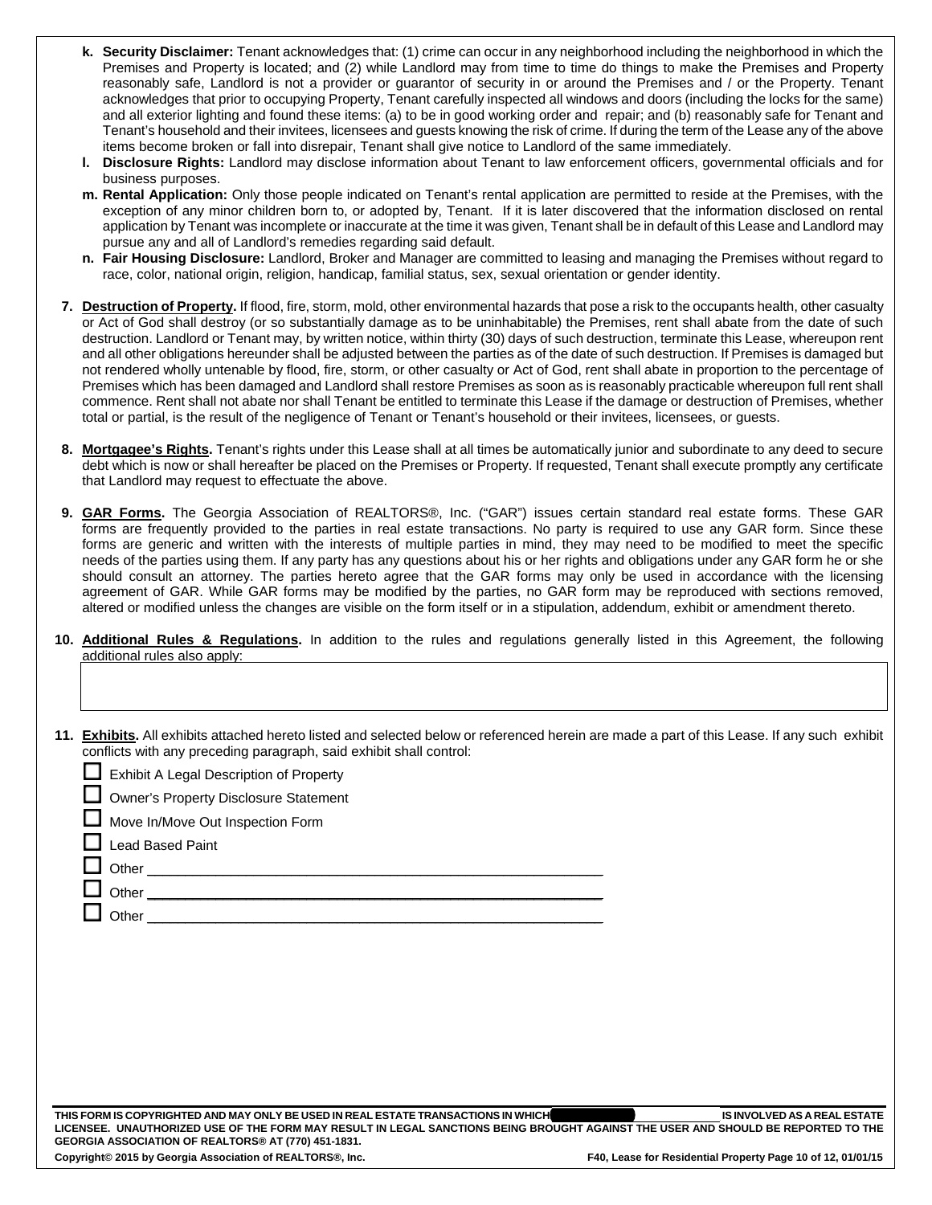k. **Security Disclaimer:** Tenant acknowledges that: (1) crime can occur in any neighborhood including the neighborhood in which the Premises and Property is located; and (2) while Landlord may from time to time do things to make the Premises and Property reasonably safe, Landlord is not a provider or guarantor of security in or around the Premises and / or the Property. Tenant acknowledges that prior to occupying Property, Tenant carefully inspected all windows and doors (including the locks for the same) and all exterior lighting and found these items: (a) to be in good working order and repair; and (b) reasonably safe for Tenant and Tenant's household and their invitees, licensees and guests knowing the risk of crime. If during the term of the Lease any of the above items become broken or fall into disrepair, Tenant shall give notice to Landlord of the same immediately.

l. **Disclosure Rights:** Landlord may disclose information about Tenant to law enforcement officers, governmental officials and for business purposes.

m. **Rental Application:** Only those people indicated on Tenant's rental application are permitted to reside at the Premises, with the exception of any minor children born to, or adopted by, Tenant. If it is later discovered that the information disclosed on rental application by Tenant was incomplete or inaccurate at the time it was given, Tenant shall be in default of this Lease and Landlord may pursue any and all of Landlord's remedies regarding said default.

n. **Fair Housing Disclosure:** Landlord, Broker and Manager are committed to leasing and managing the Premises without regard to race, color, national origin, religion, handicap, familial status, sex, sexual orientation or gender identity.

**7. Destruction of Property.** If flood, fire, storm, mold, other environmental hazards that pose a risk to the occupants health, other casualty or Act of God shall destroy (or so substantially damage as to be uninhabitable) the Premises, rent shall abate from the date of such destruction. Landlord or Tenant may, by written notice, within thirty (30) days of such destruction, terminate this Lease, whereupon rent and all other obligations hereunder shall be adjusted between the parties as of the date of such destruction. If Premises is damaged but not rendered wholly untenable by flood, fire, storm, or other casualty or Act of God, rent shall abate in proportion to the percentage of Premises which has been damaged and Landlord shall restore Premises as soon as is reasonably practicable whereupon full rent shall commence. Rent shall not abate nor shall Tenant be entitled to terminate this Lease if the damage or destruction of Premises, whether total or partial, is the result of the negligence of Tenant or Tenant's household or their invitees, licensees, or guests.

**8. Mortgagee's Rights.** Tenant's rights under this Lease shall at all times be automatically junior and subordinate to any deed to secure debt which is now or shall hereafter be placed on the Premises or Property. If requested, Tenant shall execute promptly any certificate that Landlord may request to effectuate the above.

**9. GAR Forms.** The Georgia Association of REALTORS®, Inc. ("GAR") issues certain standard real estate forms. These GAR forms are frequently provided to the parties in real estate transactions. No party is required to use any GAR form. Since these forms are generic and written with the interests of multiple parties in mind, they may need to be modified to meet the specific needs of the parties using them. If any party has any questions about his or her rights and obligations under any GAR form he or she should consult an attorney. The parties hereto agree that the GAR forms may only be used in accordance with the licensing agreement of GAR. While GAR forms may be modified by the parties, no GAR form may be reproduced with sections removed, altered or modified unless the changes are visible on the form itself or in a stipulation, addendum, exhibit or amendment thereto.

**10. Additional Rules & Regulations.** In addition to the rules and regulations generally listed in this Agreement, the following additional rules also apply:

**11. Exhibits.** All exhibits attached hereto listed and selected below or referenced herein are made a part of this Lease. If any such exhibit conflicts with any preceding paragraph, said exhibit shall control:

- ☐ Exhibit A Legal Description of Property
- ☐ Owner's Property Disclosure Statement
- ☐ Move In/Move Out Inspection Form
- ☐ Lead Based Paint
- ☐ Other ____________________________________________
- ☐ Other ____________________________________________
- ☐ Other ____________________________________________

THIS FORM IS COPYRIGHTED AND MAY ONLY BE USED IN REAL ESTATE TRANSACTIONS IN WHICH ______________ IS INVOLVED AS A REAL ESTATE LICENSEE. UNAUTHORIZED USE OF THE FORM MAY RESULT IN LEGAL SANCTIONS BEING BROUGHT AGAINST THE USER AND SHOULD BE REPORTED TO THE GEORGIA ASSOCIATION OF REALTORS® AT (770) 451-1831.

Copyright© 2015 by Georgia Association of REALTORS®, Inc. F40, Lease for Residential Property, 01/01/15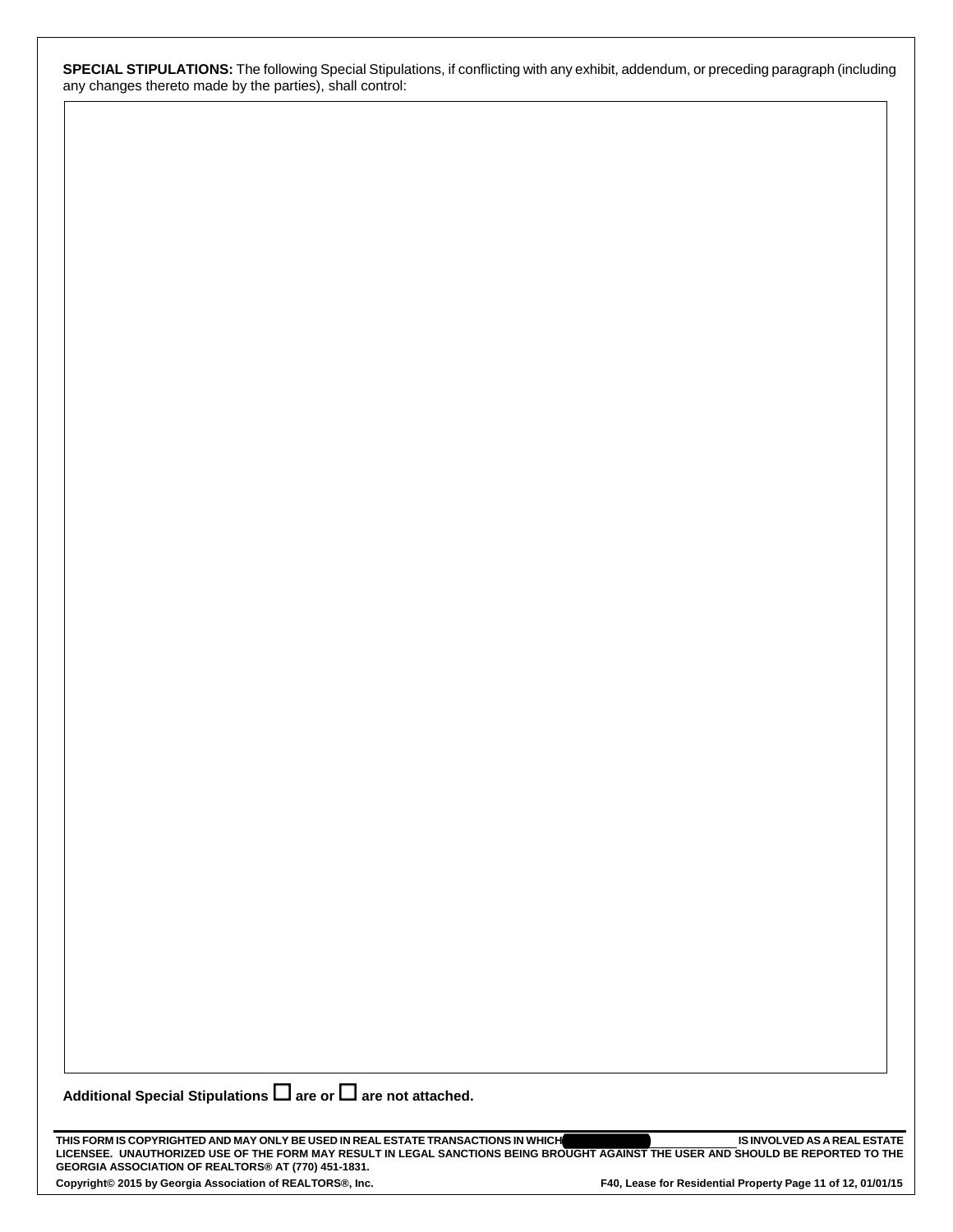**SPECIAL STIPULATIONS:** The following Special Stipulations, if conflicting with any exhibit, addendum, or preceding paragraph (including any changes thereto made by the parties), shall control:

**Additional Special Stipulations ☐ are or ☐ are not attached.**

**THIS FORM IS COPYRIGHTED AND MAY ONLY BE USED IN REAL ESTATE TRANSACTIONS IN WHICH \_\_\_\_\_\_\_\_\_\_\_\_\_\_\_\_ IS INVOLVED AS A REAL ESTATE LICENSEE. UNAUTHORIZED USE OF THE FORM MAY RESULT IN LEGAL SANCTIONS BEING BROUGHT AGAINST THE USER AND SHOULD BE REPORTED TO THE GEORGIA ASSOCIATION OF REALTORS® AT (770) 451-1831.**

**Copyright© 2015 by Georgia Association of REALTORS®, Inc.**

**F40, Lease for Residential Property Page 11 of 12, 01/01/15**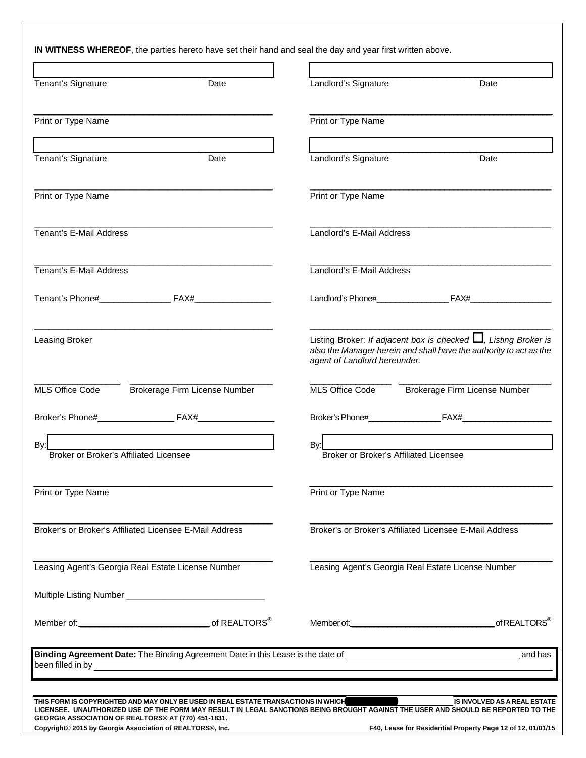**IN WITNESS WHEREOF**, the parties hereto have set their hand and seal the day and year first written above.

| | |
|---|---|
| Tenant's Signature &nbsp;&nbsp;&nbsp;&nbsp; Date | Landlord's Signature &nbsp;&nbsp;&nbsp;&nbsp; Date |
| Print or Type Name | Print or Type Name |
| Tenant's Signature &nbsp;&nbsp;&nbsp;&nbsp; Date | Landlord's Signature &nbsp;&nbsp;&nbsp;&nbsp; Date |
| Print or Type Name | Print or Type Name |
| Tenant's E-Mail Address | Landlord's E-Mail Address |
| Tenant's E-Mail Address | Landlord's E-Mail Address |
| Tenant's Phone#_______________ FAX#_______________ | Landlord's Phone#_______________ FAX#_______________ |
| Leasing Broker | Listing Broker: *If adjacent box is checked ☐, Listing Broker is also the Manager herein and shall have the authority to act as the agent of Landlord hereunder.* |
| MLS Office Code &nbsp;&nbsp;&nbsp;&nbsp; Brokerage Firm License Number | MLS Office Code &nbsp;&nbsp;&nbsp;&nbsp; Brokerage Firm License Number |
| Broker's Phone#_______________ FAX#_______________ | Broker's Phone#_______________ FAX#_______________ |
| By: Broker or Broker's Affiliated Licensee | By: Broker or Broker's Affiliated Licensee |
| Print or Type Name | Print or Type Name |
| Broker's or Broker's Affiliated Licensee E-Mail Address | Broker's or Broker's Affiliated Licensee E-Mail Address |
| Leasing Agent's Georgia Real Estate License Number | Leasing Agent's Georgia Real Estate License Number |
| Multiple Listing Number ____________________________ | |
| Member of: ___________________________ of REALTORS® | Member of: ___________________________ of REALTORS® |

**Binding Agreement Date:** The Binding Agreement Date in this Lease is the date of ________________________________ and has been filled in by ________________________________________________________________

**THIS FORM IS COPYRIGHTED AND MAY ONLY BE USED IN REAL ESTATE TRANSACTIONS IN WHICH ____________________ IS INVOLVED AS A REAL ESTATE LICENSEE. UNAUTHORIZED USE OF THE FORM MAY RESULT IN LEGAL SANCTIONS BEING BROUGHT AGAINST THE USER AND SHOULD BE REPORTED TO THE GEORGIA ASSOCIATION OF REALTORS® AT (770) 451-1831.**

**Copyright© 2015 by Georgia Association of REALTORS®, Inc.** &nbsp;&nbsp;&nbsp;&nbsp; **F40, Lease for Residential Property, 01/01/15**